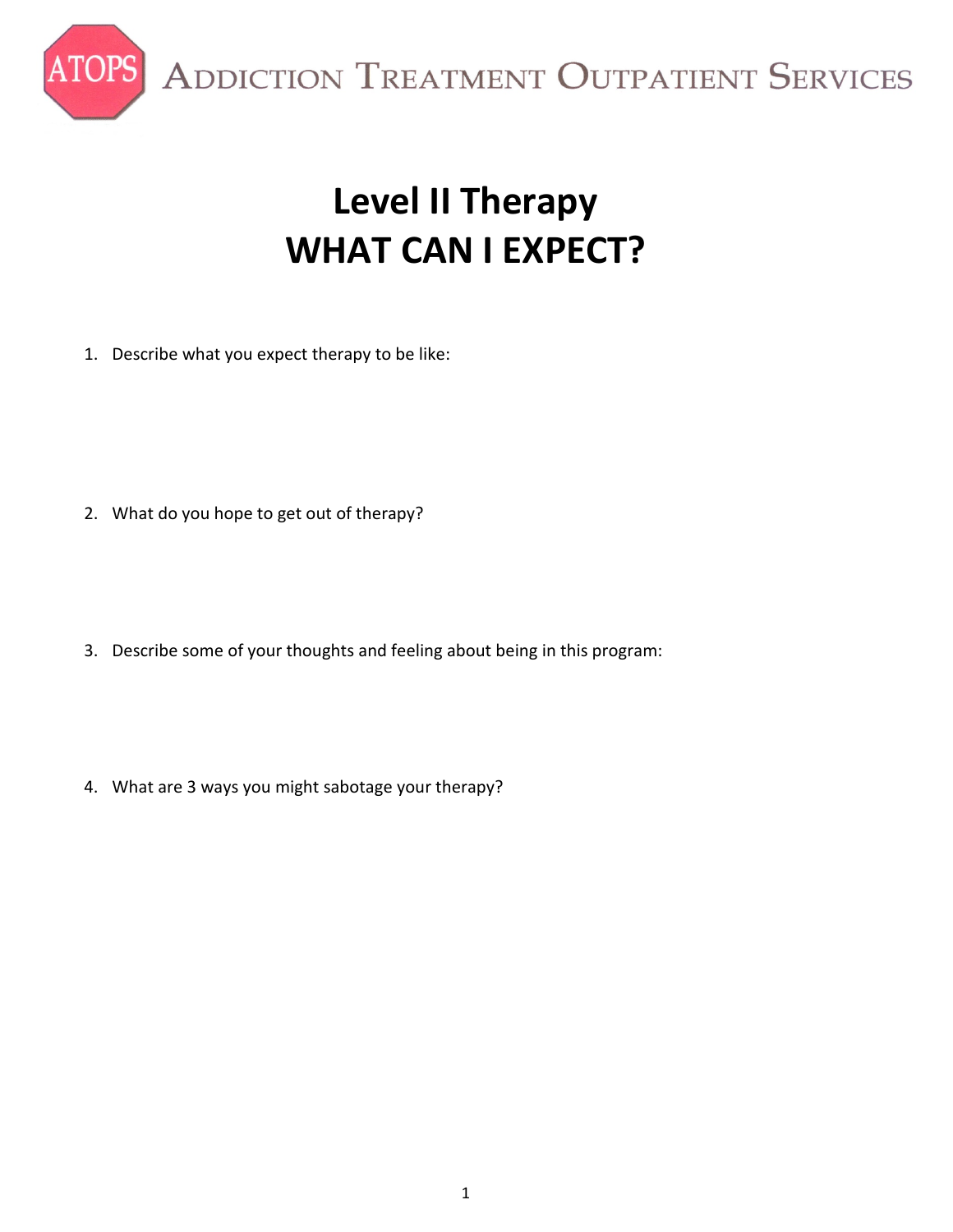ATOPS Addiction Treatment Outpatient Services

# Level II Therapy
# WHAT CAN I EXPECT?

1. Describe what you expect therapy to be like:

2. What do you hope to get out of therapy?

3. Describe some of your thoughts and feeling about being in this program:

4. What are 3 ways you might sabotage your therapy?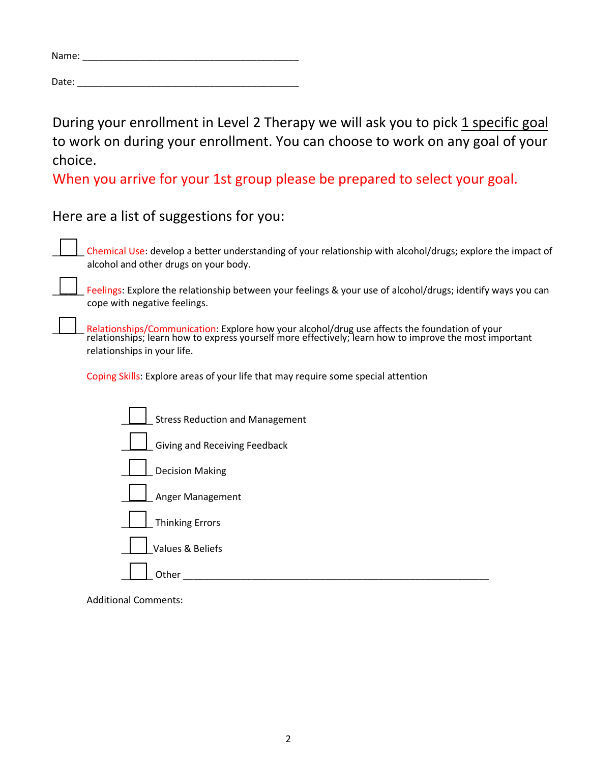Name: ___________________________________________

Date: ____________________________________________

During your enrollment in Level 2 Therapy we will ask you to pick 1 specific goal to work on during your enrollment. You can choose to work on any goal of your choice.

When you arrive for your 1st group please be prepared to select your goal.

Here are a list of suggestions for you:

- [ ] Chemical Use: develop a better understanding of your relationship with alcohol/drugs; explore the impact of alcohol and other drugs on your body.
- [ ] Feelings: Explore the relationship between your feelings & your use of alcohol/drugs; identify ways you can cope with negative feelings.
- [ ] Relationships/Communication: Explore how your alcohol/drug use affects the foundation of your relationships; learn how to express yourself more effectively; learn how to improve the most important relationships in your life.

Coping Skills: Explore areas of your life that may require some special attention

- [ ] Stress Reduction and Management
- [ ] Giving and Receiving Feedback
- [ ] Decision Making
- [ ] Anger Management
- [ ] Thinking Errors
- [ ] Values & Beliefs
- [ ] Other ______________________________________________________________

Additional Comments: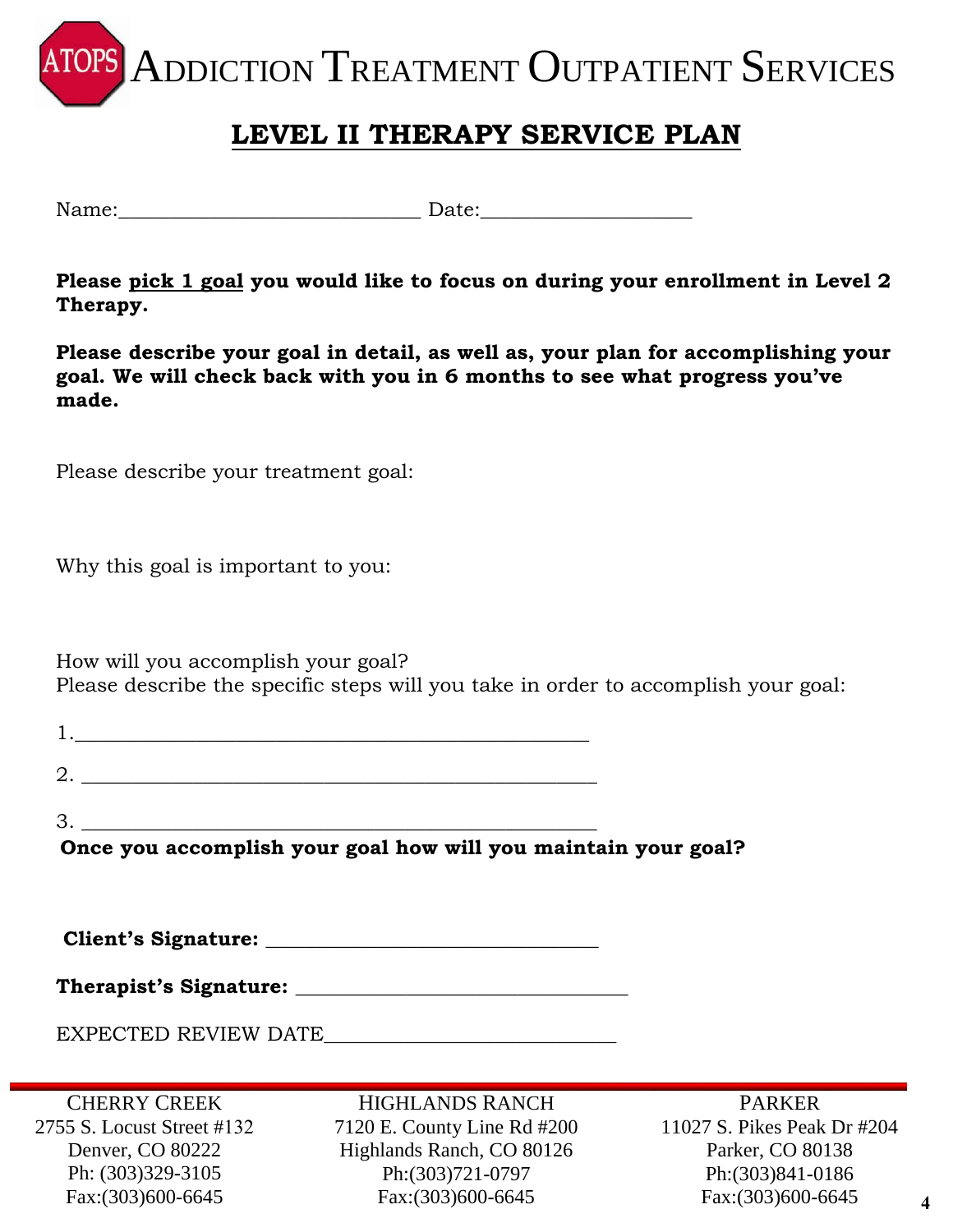ATOPS ADDICTION TREATMENT OUTPATIENT SERVICES

# LEVEL II THERAPY SERVICE PLAN

Name:_____________________________ Date:____________________

**Please pick 1 goal you would like to focus on during your enrollment in Level 2 Therapy.**

**Please describe your goal in detail, as well as, your plan for accomplishing your goal. We will check back with you in 6 months to see what progress you've made.**

Please describe your treatment goal:

Why this goal is important to you:

How will you accomplish your goal?
Please describe the specific steps will you take in order to accomplish your goal:

1.________________________________________________

2. ________________________________________________

3. ________________________________________________

**Once you accomplish your goal how will you maintain your goal?**

**Client's Signature:** _______________________________

**Therapist's Signature:** _______________________________

EXPECTED REVIEW DATE___________________________

CHERRY CREEK
2755 S. Locust Street #132
Denver, CO 80222
Ph: (303)329-3105
Fax:(303)600-6645

HIGHLANDS RANCH
7120 E. County Line Rd #200
Highlands Ranch, CO 80126
Ph:(303)721-0797
Fax:(303)600-6645

PARKER
11027 S. Pikes Peak Dr #204
Parker, CO 80138
Ph:(303)841-0186
Fax:(303)600-6645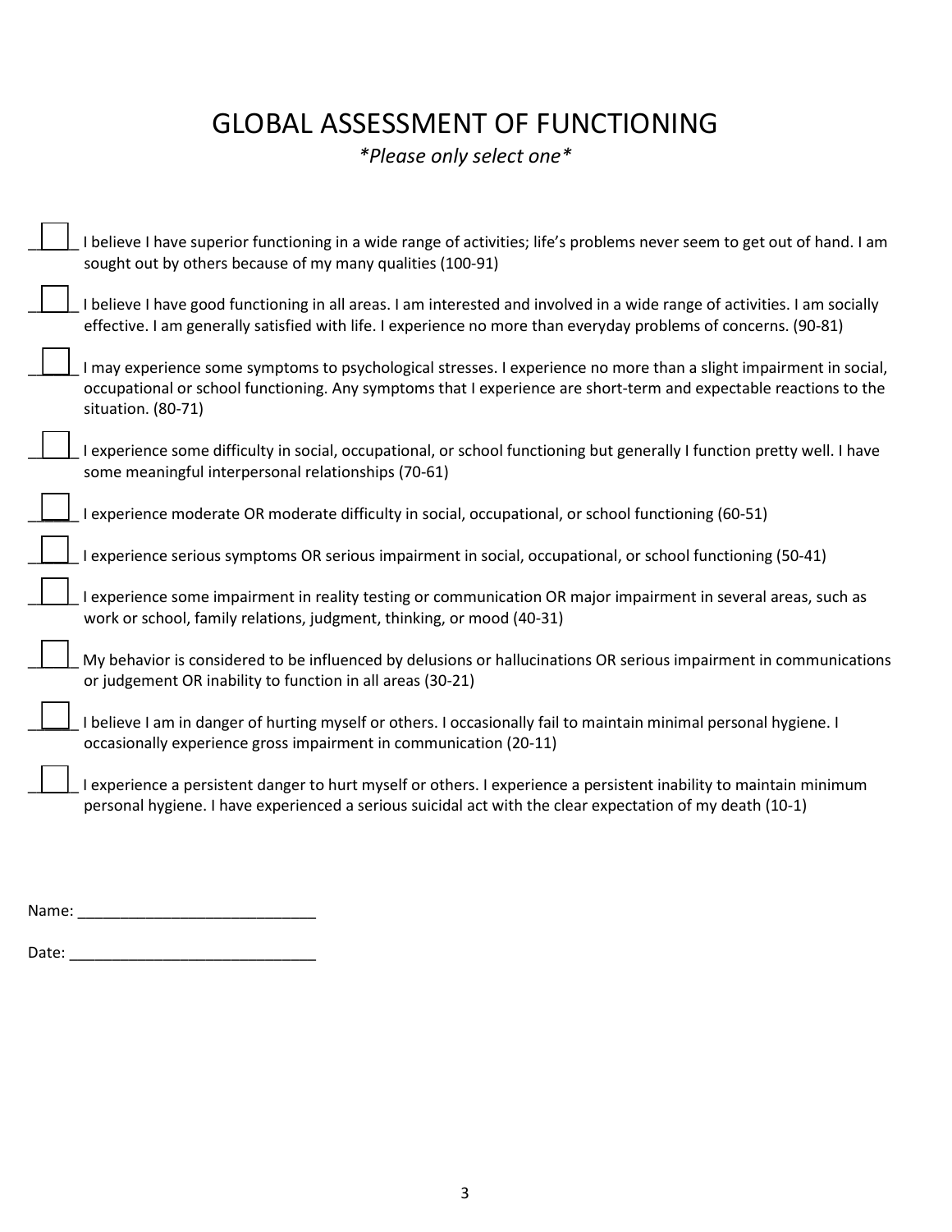# GLOBAL ASSESSMENT OF FUNCTIONING

*\*Please only select one\**

- [ ] I believe I have superior functioning in a wide range of activities; life's problems never seem to get out of hand. I am sought out by others because of my many qualities (100-91)
- [ ] I believe I have good functioning in all areas. I am interested and involved in a wide range of activities. I am socially effective. I am generally satisfied with life. I experience no more than everyday problems of concerns. (90-81)
- [ ] I may experience some symptoms to psychological stresses. I experience no more than a slight impairment in social, occupational or school functioning. Any symptoms that I experience are short-term and expectable reactions to the situation. (80-71)
- [ ] I experience some difficulty in social, occupational, or school functioning but generally I function pretty well. I have some meaningful interpersonal relationships (70-61)
- [ ] I experience moderate OR moderate difficulty in social, occupational, or school functioning (60-51)
- [ ] I experience serious symptoms OR serious impairment in social, occupational, or school functioning (50-41)
- [ ] I experience some impairment in reality testing or communication OR major impairment in several areas, such as work or school, family relations, judgment, thinking, or mood (40-31)
- [ ] My behavior is considered to be influenced by delusions or hallucinations OR serious impairment in communications or judgement OR inability to function in all areas (30-21)
- [ ] I believe I am in danger of hurting myself or others. I occasionally fail to maintain minimal personal hygiene. I occasionally experience gross impairment in communication (20-11)
- [ ] I experience a persistent danger to hurt myself or others. I experience a persistent inability to maintain minimum personal hygiene. I have experienced a serious suicidal act with the clear expectation of my death (10-1)

Name: ____________________________

Date: _____________________________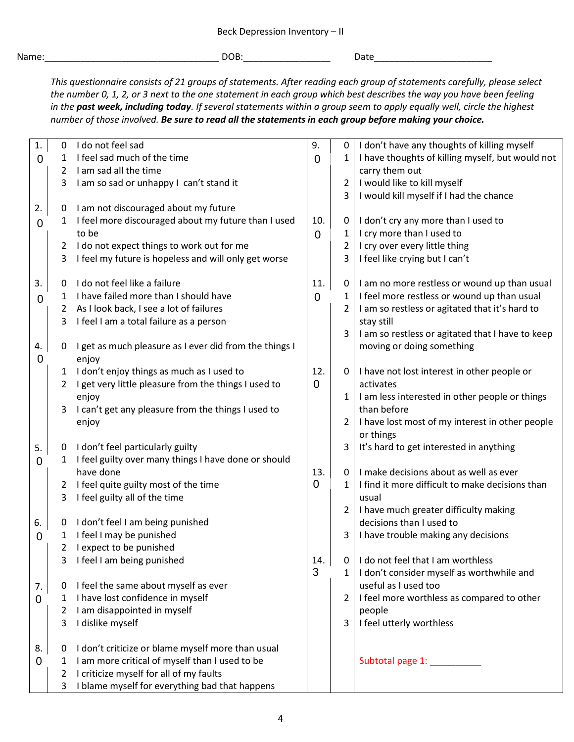Beck Depression Inventory – II

Name:_________________________________ DOB:________________ Date______________________

*This questionnaire consists of 21 groups of statements. After reading each group of statements carefully, please select the number 0, 1, 2, or 3 next to the one statement in each group which best describes the way you have been feeling in the* ***past week, including today****. If several statements within a group seem to apply equally well, circle the highest number of those involved.* ***Be sure to read all the statements in each group before making your choice.***

| Item | Score | Statement | Item | Score | Statement |
|---|---|---|---|---|---|
| 1. 0 | 0 | I do not feel sad | 9. 0 | 0 | I don't have any thoughts of killing myself |
| | 1 | I feel sad much of the time | | 1 | I have thoughts of killing myself, but would not carry them out |
| | 2 | I am sad all the time | | 2 | I would like to kill myself |
| | 3 | I am so sad or unhappy I can't stand it | | 3 | I would kill myself if I had the chance |
| 2. 0 | 0 | I am not discouraged about my future | 10. 0 | 0 | I don't cry any more than I used to |
| | 1 | I feel more discouraged about my future than I used to be | | 1 | I cry more than I used to |
| | 2 | I do not expect things to work out for me | | 2 | I cry over every little thing |
| | 3 | I feel my future is hopeless and will only get worse | | 3 | I feel like crying but I can't |
| 3. 0 | 0 | I do not feel like a failure | 11. 0 | 0 | I am no more restless or wound up than usual |
| | 1 | I have failed more than I should have | | 1 | I feel more restless or wound up than usual |
| | 2 | As I look back, I see a lot of failures | | 2 | I am so restless or agitated that it's hard to stay still |
| | 3 | I feel I am a total failure as a person | | 3 | I am so restless or agitated that I have to keep moving or doing something |
| 4. 0 | 0 | I get as much pleasure as I ever did from the things I enjoy | 12. 0 | 0 | I have not lost interest in other people or activates |
| | 1 | I don't enjoy things as much as I used to | | 1 | I am less interested in other people or things than before |
| | 2 | I get very little pleasure from the things I used to enjoy | | 2 | I have lost most of my interest in other people or things |
| | 3 | I can't get any pleasure from the things I used to enjoy | | 3 | It's hard to get interested in anything |
| 5. 0 | 0 | I don't feel particularly guilty | 13. 0 | 0 | I make decisions about as well as ever |
| | 1 | I feel guilty over many things I have done or should have done | | 1 | I find it more difficult to make decisions than usual |
| | 2 | I feel quite guilty most of the time | | 2 | I have much greater difficulty making decisions than I used to |
| | 3 | I feel guilty all of the time | | 3 | I have trouble making any decisions |
| 6. 0 | 0 | I don't feel I am being punished | 14. 3 | 0 | I do not feel that I am worthless |
| | 1 | I feel I may be punished | | 1 | I don't consider myself as worthwhile and useful as I used too |
| | 2 | I expect to be punished | | 2 | I feel more worthless as compared to other people |
| | 3 | I feel I am being punished | | 3 | I feel utterly worthless |
| 7. 0 | 0 | I feel the same about myself as ever | | | |
| | 1 | I have lost confidence in myself | | | |
| | 2 | I am disappointed in myself | | | |
| | 3 | I dislike myself | | | |
| 8. 0 | 0 | I don't criticize or blame myself more than usual | | | |
| | 1 | I am more critical of myself than I used to be | | | Subtotal page 1: __________ |
| | 2 | I criticize myself for all of my faults | | | |
| | 3 | I blame myself for everything bad that happens | | | |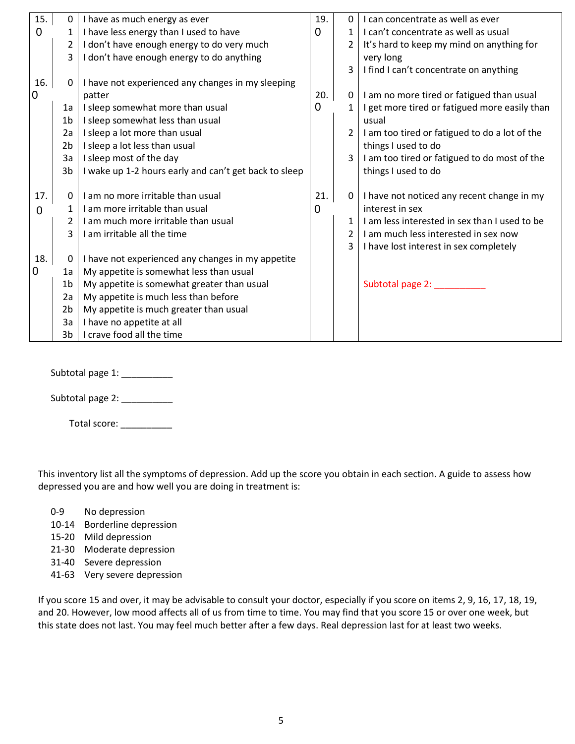| Item | Score | Statement | Item | Score | Statement |
|---|---|---|---|---|---|
| 15. | 0 | I have as much energy as ever | 19. | 0 | I can concentrate as well as ever |
| 0 | 1 | I have less energy than I used to have | 0 | 1 | I can't concentrate as well as usual |
| | 2 | I don't have enough energy to do very much | | 2 | It's hard to keep my mind on anything for very long |
| | 3 | I don't have enough energy to do anything | | 3 | I find I can't concentrate on anything |
| 16. | 0 | I have not experienced any changes in my sleeping patter | 20. | 0 | I am no more tired or fatigued than usual |
| 0 | 1a | I sleep somewhat more than usual | 0 | 1 | I get more tired or fatigued more easily than usual |
| | 1b | I sleep somewhat less than usual | | 2 | I am too tired or fatigued to do a lot of the things I used to do |
| | 2a | I sleep a lot more than usual | | 3 | I am too tired or fatigued to do most of the things I used to do |
| | 2b | I sleep a lot less than usual | | | |
| | 3a | I sleep most of the day | | | |
| | 3b | I wake up 1-2 hours early and can't get back to sleep | | | |
| 17. | 0 | I am no more irritable than usual | 21. | 0 | I have not noticed any recent change in my interest in sex |
| 0 | 1 | I am more irritable than usual | 0 | 1 | I am less interested in sex than I used to be |
| | 2 | I am much more irritable than usual | | 2 | I am much less interested in sex now |
| | 3 | I am irritable all the time | | 3 | I have lost interest in sex completely |
| 18. | 0 | I have not experienced any changes in my appetite | | | |
| 0 | 1a | My appetite is somewhat less than usual | | | Subtotal page 2: __________ |
| | 1b | My appetite is somewhat greater than usual | | | |
| | 2a | My appetite is much less than before | | | |
| | 2b | My appetite is much greater than usual | | | |
| | 3a | I have no appetite at all | | | |
| | 3b | I crave food all the time | | | |

Subtotal page 1: __________

Subtotal page 2: __________

Total score: __________

This inventory list all the symptoms of depression. Add up the score you obtain in each section. A guide to assess how depressed you are and how well you are doing in treatment is:

- 0-9 No depression
- 10-14 Borderline depression
- 15-20 Mild depression
- 21-30 Moderate depression
- 31-40 Severe depression
- 41-63 Very severe depression

If you score 15 and over, it may be advisable to consult your doctor, especially if you score on items 2, 9, 16, 17, 18, 19, and 20. However, low mood affects all of us from time to time. You may find that you score 15 or over one week, but this state does not last. You may feel much better after a few days. Real depression last for at least two weeks.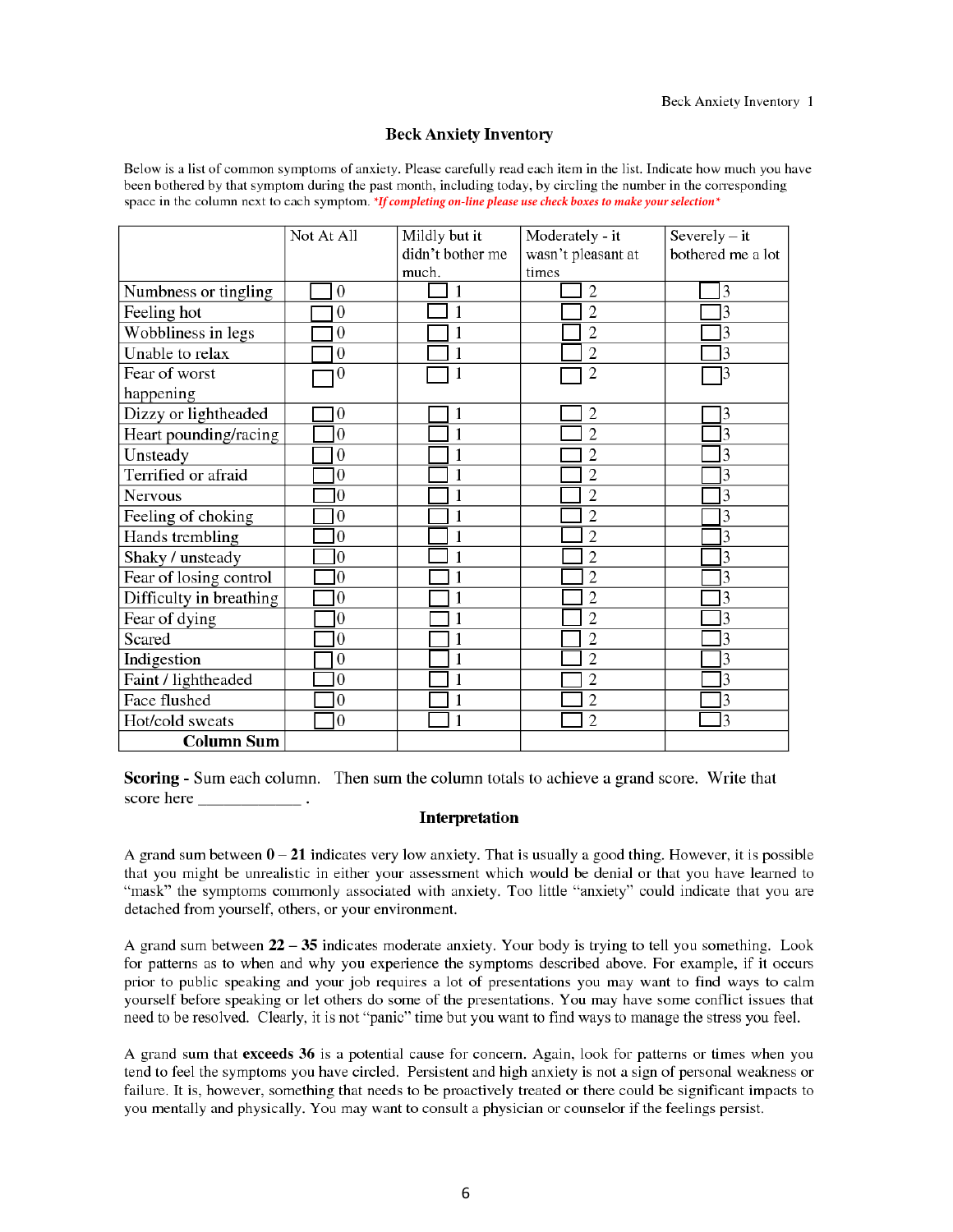## Beck Anxiety Inventory

Below is a list of common symptoms of anxiety. Please carefully read each item in the list. Indicate how much you have been bothered by that symptom during the past month, including today, by circling the number in the corresponding space in the column next to each symptom. *\*If completing on-line please use check boxes to make your selection\**

| | Not At All | Mildly but it didn't bother me much. | Moderately - it wasn't pleasant at times | Severely – it bothered me a lot |
|---|---|---|---|---|
| Numbness or tingling | ☐ 0 | ☐ 1 | ☐ 2 | ☐ 3 |
| Feeling hot | ☐ 0 | ☐ 1 | ☐ 2 | ☐ 3 |
| Wobbliness in legs | ☐ 0 | ☐ 1 | ☐ 2 | ☐ 3 |
| Unable to relax | ☐ 0 | ☐ 1 | ☐ 2 | ☐ 3 |
| Fear of worst happening | ☐ 0 | ☐ 1 | ☐ 2 | ☐ 3 |
| Dizzy or lightheaded | ☐ 0 | ☐ 1 | ☐ 2 | ☐ 3 |
| Heart pounding/racing | ☐ 0 | ☐ 1 | ☐ 2 | ☐ 3 |
| Unsteady | ☐ 0 | ☐ 1 | ☐ 2 | ☐ 3 |
| Terrified or afraid | ☐ 0 | ☐ 1 | ☐ 2 | ☐ 3 |
| Nervous | ☐ 0 | ☐ 1 | ☐ 2 | ☐ 3 |
| Feeling of choking | ☐ 0 | ☐ 1 | ☐ 2 | ☐ 3 |
| Hands trembling | ☐ 0 | ☐ 1 | ☐ 2 | ☐ 3 |
| Shaky / unsteady | ☐ 0 | ☐ 1 | ☐ 2 | ☐ 3 |
| Fear of losing control | ☐ 0 | ☐ 1 | ☐ 2 | ☐ 3 |
| Difficulty in breathing | ☐ 0 | ☐ 1 | ☐ 2 | ☐ 3 |
| Fear of dying | ☐ 0 | ☐ 1 | ☐ 2 | ☐ 3 |
| Scared | ☐ 0 | ☐ 1 | ☐ 2 | ☐ 3 |
| Indigestion | ☐ 0 | ☐ 1 | ☐ 2 | ☐ 3 |
| Faint / lightheaded | ☐ 0 | ☐ 1 | ☐ 2 | ☐ 3 |
| Face flushed | ☐ 0 | ☐ 1 | ☐ 2 | ☐ 3 |
| Hot/cold sweats | ☐ 0 | ☐ 1 | ☐ 2 | ☐ 3 |
| **Column Sum** | | | | |

**Scoring** - Sum each column. Then sum the column totals to achieve a grand score. Write that score here ____________ .

### Interpretation

A grand sum between **0 – 21** indicates very low anxiety. That is usually a good thing. However, it is possible that you might be unrealistic in either your assessment which would be denial or that you have learned to "mask" the symptoms commonly associated with anxiety. Too little "anxiety" could indicate that you are detached from yourself, others, or your environment.

A grand sum between **22 – 35** indicates moderate anxiety. Your body is trying to tell you something. Look for patterns as to when and why you experience the symptoms described above. For example, if it occurs prior to public speaking and your job requires a lot of presentations you may want to find ways to calm yourself before speaking or let others do some of the presentations. You may have some conflict issues that need to be resolved. Clearly, it is not "panic" time but you want to find ways to manage the stress you feel.

A grand sum that **exceeds 36** is a potential cause for concern. Again, look for patterns or times when you tend to feel the symptoms you have circled. Persistent and high anxiety is not a sign of personal weakness or failure. It is, however, something that needs to be proactively treated or there could be significant impacts to you mentally and physically. You may want to consult a physician or counselor if the feelings persist.